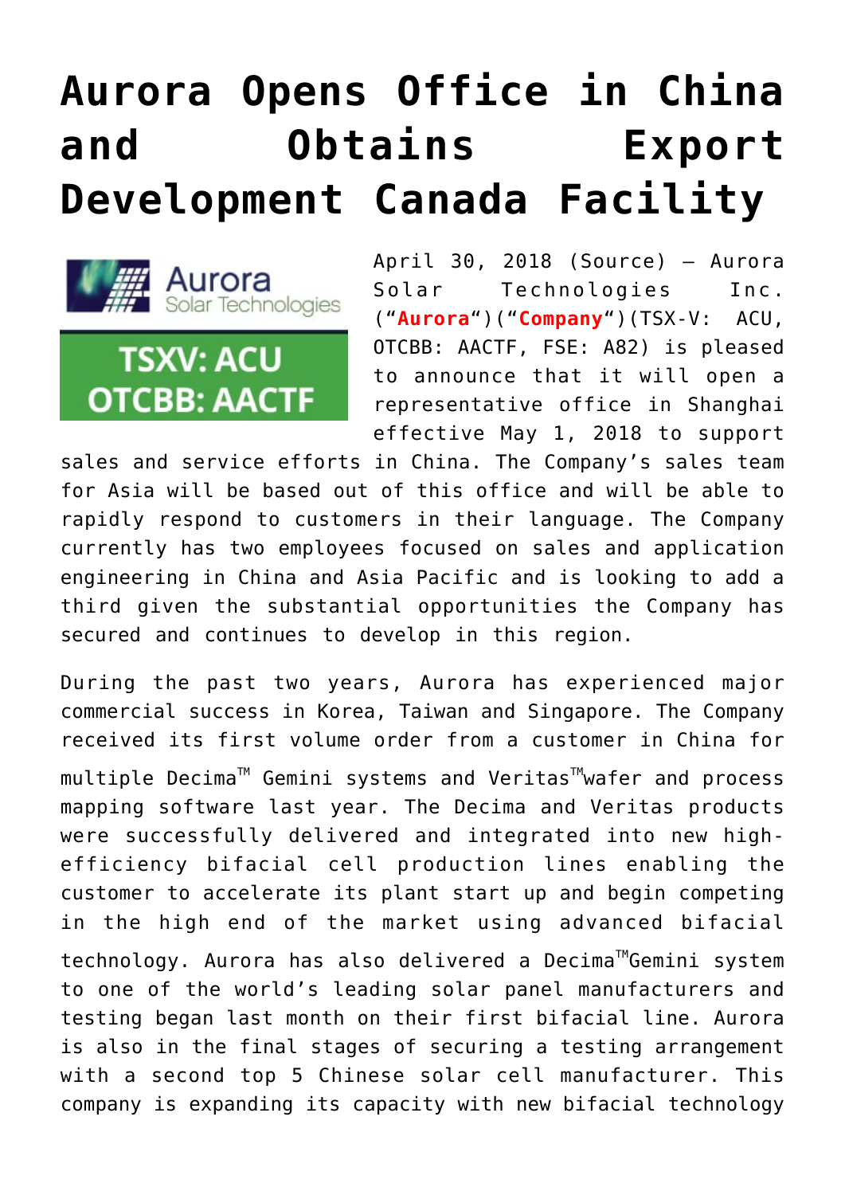# Aurora Opens Office in China and Obtains Export Development Canada Facility

April 30, 2018 (Source) — Aurora Solar Technologies Inc. ("**Aurora**")("**Company**")(TSX-V: ACU, OTCBB: AACTF, FSE: A82) is pleased to announce that it will open a representative office in Shanghai effective May 1, 2018 to support sales and service efforts in China. The Company's sales team for Asia will be based out of this office and will be able to rapidly respond to customers in their language. The Company currently has two employees focused on sales and application engineering in China and Asia Pacific and is looking to add a third given the substantial opportunities the Company has secured and continues to develop in this region.

During the past two years, Aurora has experienced major commercial success in Korea, Taiwan and Singapore. The Company received its first volume order from a customer in China for multiple Decima™ Gemini systems and Veritas™wafer and process mapping software last year. The Decima and Veritas products were successfully delivered and integrated into new high-efficiency bifacial cell production lines enabling the customer to accelerate its plant start up and begin competing in the high end of the market using advanced bifacial technology. Aurora has also delivered a Decima™Gemini system to one of the world's leading solar panel manufacturers and testing began last month on their first bifacial line. Aurora is also in the final stages of securing a testing arrangement with a second top 5 Chinese solar cell manufacturer. This company is expanding its capacity with new bifacial technology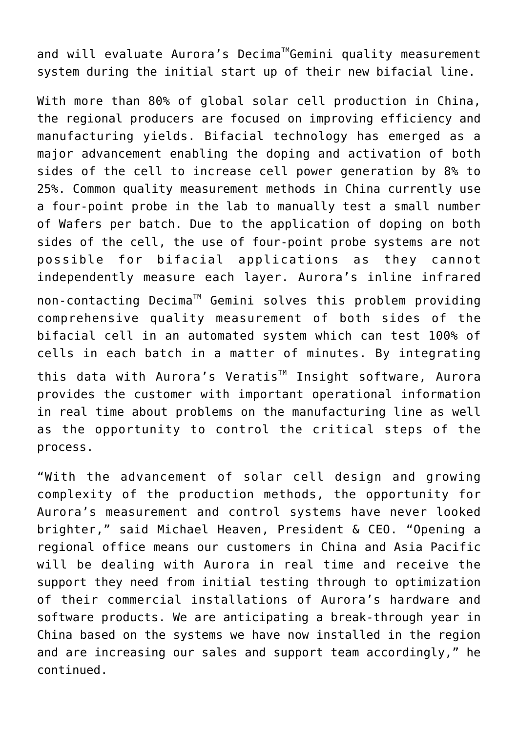and will evaluate Aurora's Decima™Gemini quality measurement system during the initial start up of their new bifacial line.

With more than 80% of global solar cell production in China, the regional producers are focused on improving efficiency and manufacturing yields. Bifacial technology has emerged as a major advancement enabling the doping and activation of both sides of the cell to increase cell power generation by 8% to 25%. Common quality measurement methods in China currently use a four-point probe in the lab to manually test a small number of Wafers per batch. Due to the application of doping on both sides of the cell, the use of four-point probe systems are not possible for bifacial applications as they cannot independently measure each layer. Aurora's inline infrared non-contacting Decima™ Gemini solves this problem providing comprehensive quality measurement of both sides of the bifacial cell in an automated system which can test 100% of cells in each batch in a matter of minutes. By integrating this data with Aurora's Veratis™ Insight software, Aurora provides the customer with important operational information in real time about problems on the manufacturing line as well as the opportunity to control the critical steps of the process.

"With the advancement of solar cell design and growing complexity of the production methods, the opportunity for Aurora's measurement and control systems have never looked brighter," said Michael Heaven, President & CEO. "Opening a regional office means our customers in China and Asia Pacific will be dealing with Aurora in real time and receive the support they need from initial testing through to optimization of their commercial installations of Aurora's hardware and software products. We are anticipating a break-through year in China based on the systems we have now installed in the region and are increasing our sales and support team accordingly," he continued.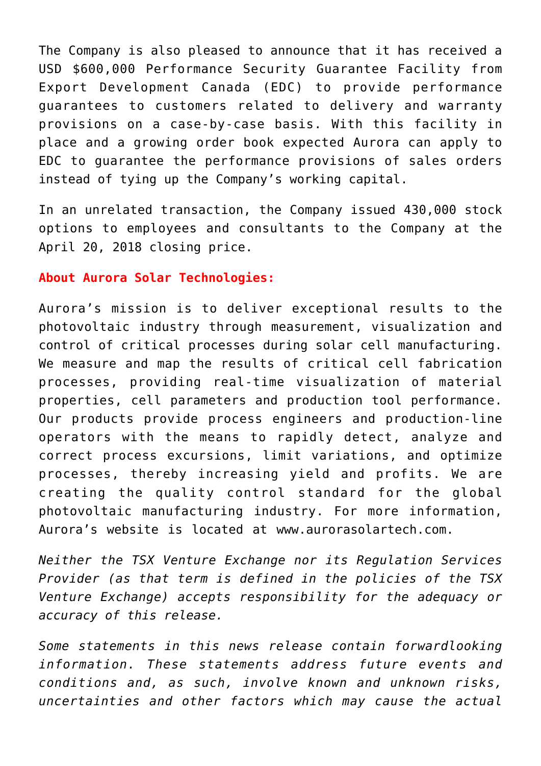The Company is also pleased to announce that it has received a USD $600,000 Performance Security Guarantee Facility from Export Development Canada (EDC) to provide performance guarantees to customers related to delivery and warranty provisions on a case-by-case basis. With this facility in place and a growing order book expected Aurora can apply to EDC to guarantee the performance provisions of sales orders instead of tying up the Company's working capital.

In an unrelated transaction, the Company issued 430,000 stock options to employees and consultants to the Company at the April 20, 2018 closing price.

**About Aurora Solar Technologies:**

Aurora's mission is to deliver exceptional results to the photovoltaic industry through measurement, visualization and control of critical processes during solar cell manufacturing. We measure and map the results of critical cell fabrication processes, providing real-time visualization of material properties, cell parameters and production tool performance. Our products provide process engineers and production-line operators with the means to rapidly detect, analyze and correct process excursions, limit variations, and optimize processes, thereby increasing yield and profits. We are creating the quality control standard for the global photovoltaic manufacturing industry. For more information, Aurora's website is located at www.aurorasolartech.com.

*Neither the TSX Venture Exchange nor its Regulation Services Provider (as that term is defined in the policies of the TSX Venture Exchange) accepts responsibility for the adequacy or accuracy of this release.*

*Some statements in this news release contain forwardlooking information. These statements address future events and conditions and, as such, involve known and unknown risks, uncertainties and other factors which may cause the actual*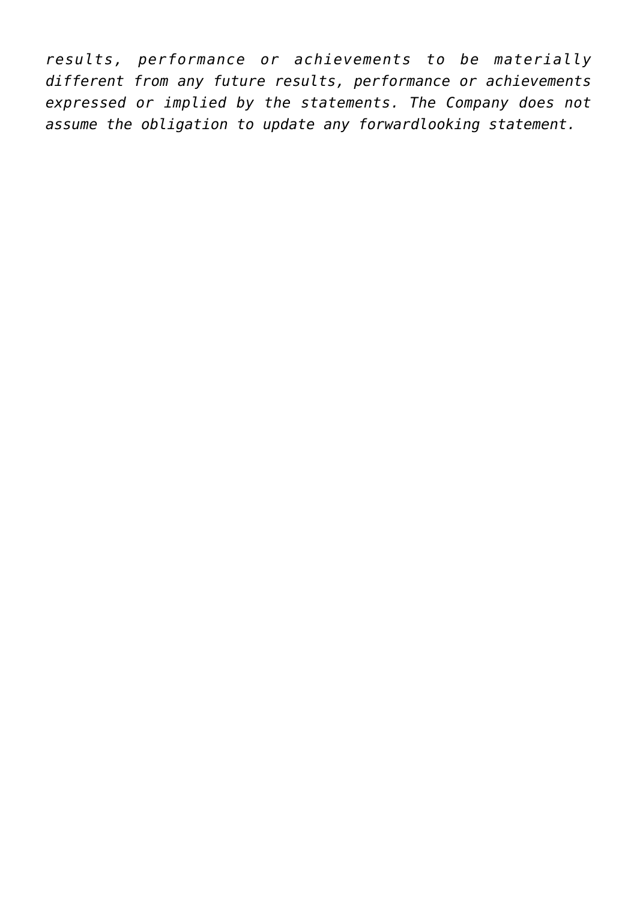*results, performance or achievements to be materially different from any future results, performance or achievements expressed or implied by the statements. The Company does not assume the obligation to update any forwardlooking statement.*